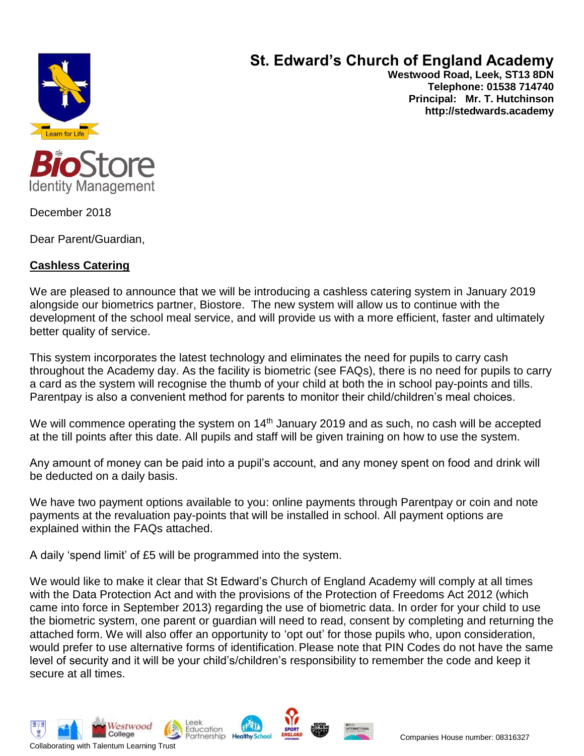# St. Edward's Church of England Academy

**Westwood Road, Leek, ST13 8DN**
**Telephone: 01538 714740**
**Principal: Mr. T. Hutchinson**
**http://stedwards.academy**

Learn for Life

BioStore
Identity Management

December 2018

Dear Parent/Guardian,

**Cashless Catering**

We are pleased to announce that we will be introducing a cashless catering system in January 2019 alongside our biometrics partner, Biostore. The new system will allow us to continue with the development of the school meal service, and will provide us with a more efficient, faster and ultimately better quality of service.

This system incorporates the latest technology and eliminates the need for pupils to carry cash throughout the Academy day. As the facility is biometric (see FAQs), there is no need for pupils to carry a card as the system will recognise the thumb of your child at both the in school pay-points and tills. Parentpay is also a convenient method for parents to monitor their child/children's meal choices.

We will commence operating the system on 14th January 2019 and as such, no cash will be accepted at the till points after this date. All pupils and staff will be given training on how to use the system.

Any amount of money can be paid into a pupil's account, and any money spent on food and drink will be deducted on a daily basis.

We have two payment options available to you: online payments through Parentpay or coin and note payments at the revaluation pay-points that will be installed in school. All payment options are explained within the FAQs attached.

A daily 'spend limit' of £5 will be programmed into the system.

We would like to make it clear that St Edward's Church of England Academy will comply at all times with the Data Protection Act and with the provisions of the Protection of Freedoms Act 2012 (which came into force in September 2013) regarding the use of biometric data. In order for your child to use the biometric system, one parent or guardian will need to read, consent by completing and returning the attached form. We will also offer an opportunity to 'opt out' for those pupils who, upon consideration, would prefer to use alternative forms of identification. Please note that PIN Codes do not have the same level of security and it will be your child's/children's responsibility to remember the code and keep it secure at all times.

Collaborating with Talentum Learning Trust

Companies House number: 08316327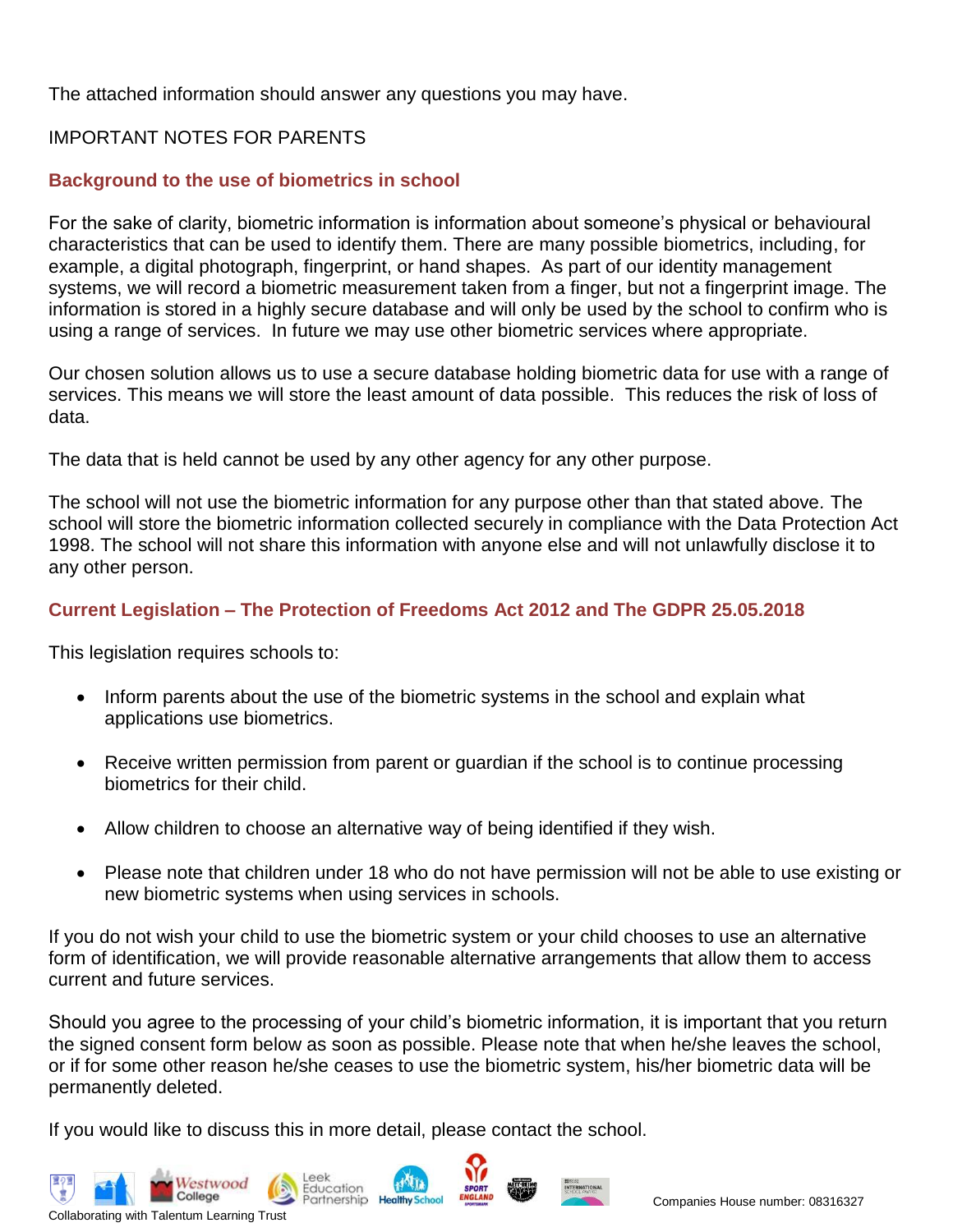The attached information should answer any questions you may have.

IMPORTANT NOTES FOR PARENTS

## Background to the use of biometrics in school

For the sake of clarity, biometric information is information about someone's physical or behavioural characteristics that can be used to identify them. There are many possible biometrics, including, for example, a digital photograph, fingerprint, or hand shapes. As part of our identity management systems, we will record a biometric measurement taken from a finger, but not a fingerprint image. The information is stored in a highly secure database and will only be used by the school to confirm who is using a range of services. In future we may use other biometric services where appropriate.

Our chosen solution allows us to use a secure database holding biometric data for use with a range of services. This means we will store the least amount of data possible. This reduces the risk of loss of data.

The data that is held cannot be used by any other agency for any other purpose.

The school will not use the biometric information for any purpose other than that stated above. The school will store the biometric information collected securely in compliance with the Data Protection Act 1998. The school will not share this information with anyone else and will not unlawfully disclose it to any other person.

## Current Legislation – The Protection of Freedoms Act 2012 and The GDPR 25.05.2018

This legislation requires schools to:

- Inform parents about the use of the biometric systems in the school and explain what applications use biometrics.
- Receive written permission from parent or guardian if the school is to continue processing biometrics for their child.
- Allow children to choose an alternative way of being identified if they wish.
- Please note that children under 18 who do not have permission will not be able to use existing or new biometric systems when using services in schools.

If you do not wish your child to use the biometric system or your child chooses to use an alternative form of identification, we will provide reasonable alternative arrangements that allow them to access current and future services.

Should you agree to the processing of your child's biometric information, it is important that you return the signed consent form below as soon as possible. Please note that when he/she leaves the school, or if for some other reason he/she ceases to use the biometric system, his/her biometric data will be permanently deleted.

If you would like to discuss this in more detail, please contact the school.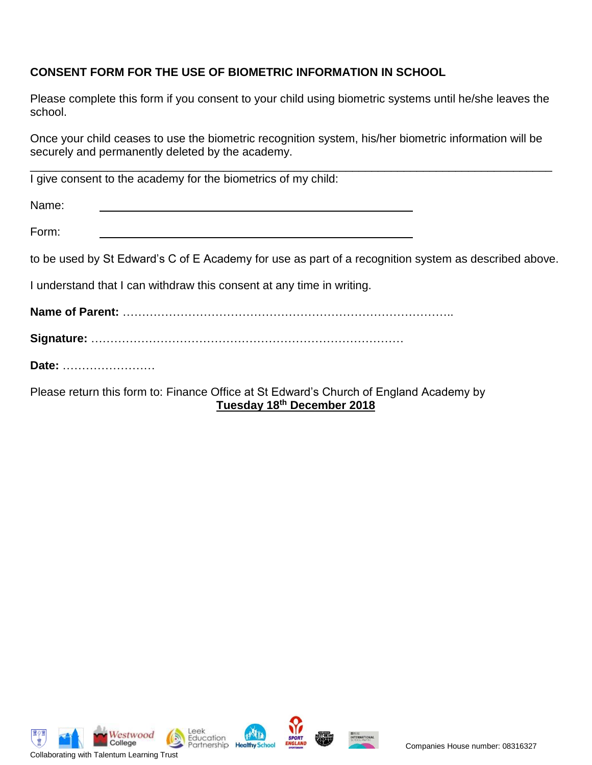**CONSENT FORM FOR THE USE OF BIOMETRIC INFORMATION IN SCHOOL**

Please complete this form if you consent to your child using biometric systems until he/she leaves the school.

Once your child ceases to use the biometric recognition system, his/her biometric information will be securely and permanently deleted by the academy.

---

I give consent to the academy for the biometrics of my child:

Name: ______________________________

Form: ______________________________

to be used by St Edward's C of E Academy for use as part of a recognition system as described above.

I understand that I can withdraw this consent at any time in writing.

**Name of Parent:** ………………………………………………………………………………..

**Signature:** ……………………………………………………………………………

**Date:** ……………………

Please return this form to: Finance Office at St Edward's Church of England Academy by **Tuesday 18th December 2018**

Collaborating with Talentum Learning Trust

Companies House number: 08316327